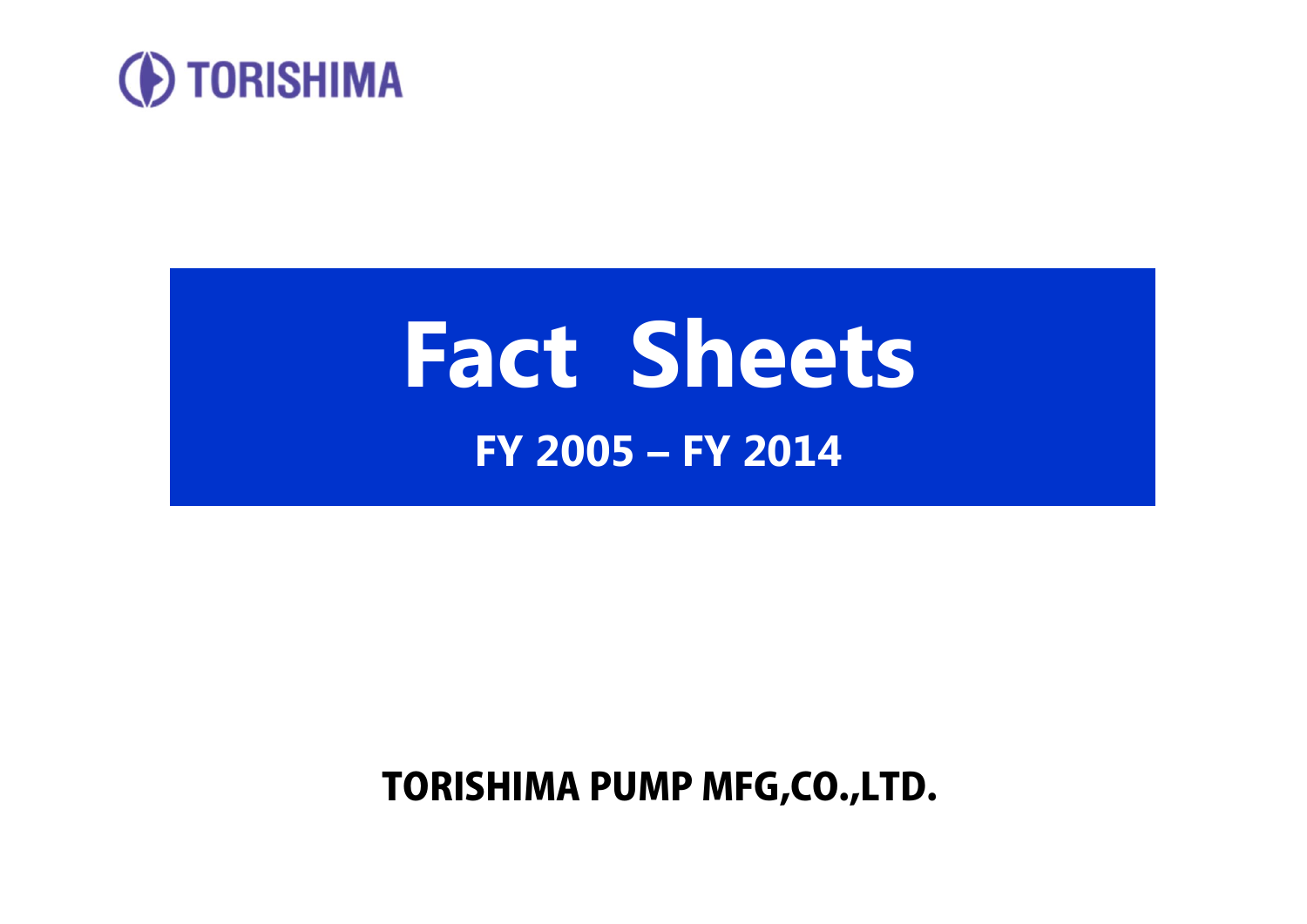TORISHIMA

# Fact Sheets

## FY 2005 – FY 2014

**TORISHIMA PUMP MFG,CO.,LTD.**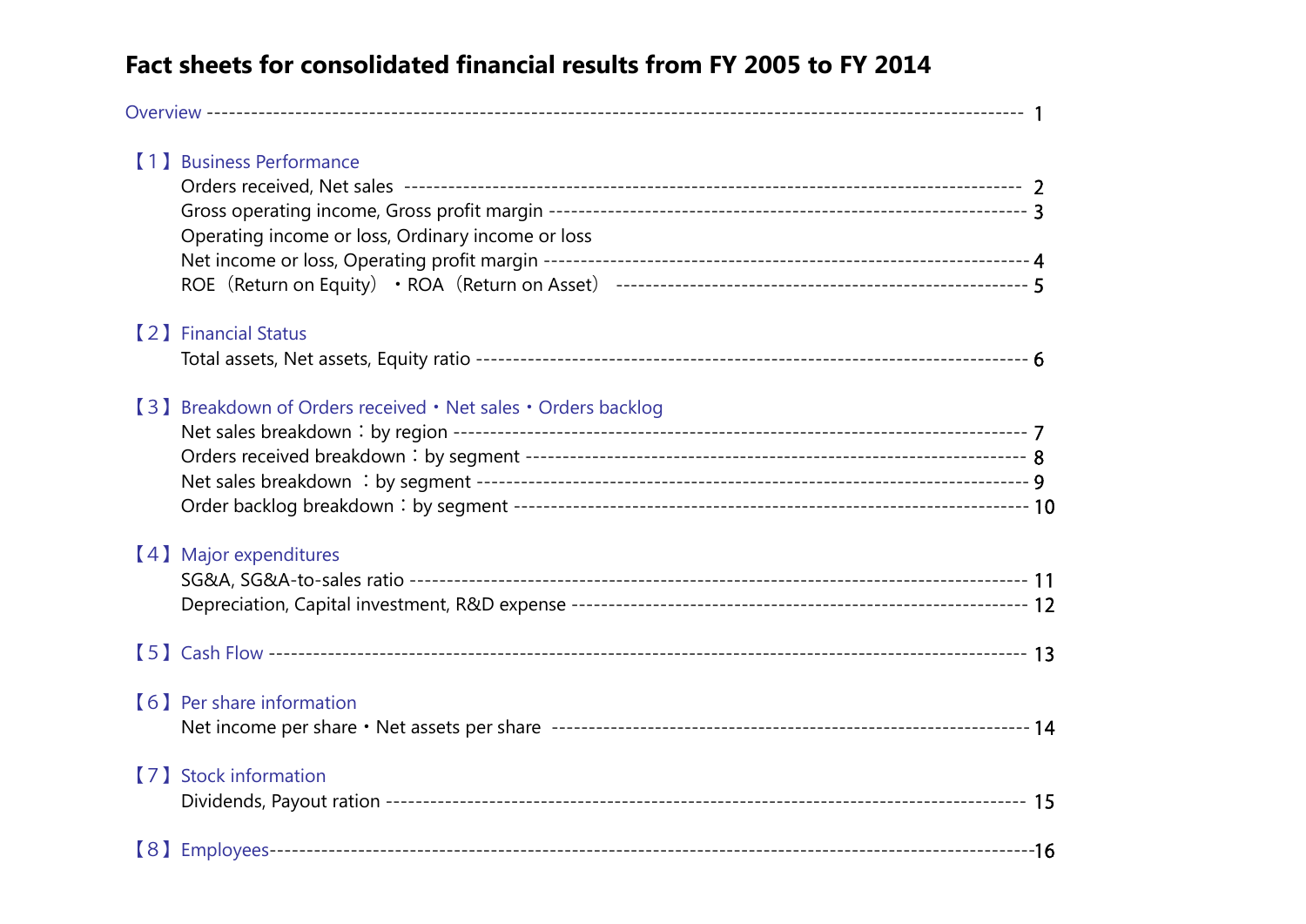# Fact sheets for consolidated financial results from FY 2005 to FY 2014

Overview ---------------------------------------------------------------------------------------------------- 1

【1】Business Performance

- Orders received, Net sales ------------------------------------------------------------------------ 2
- Gross operating income, Gross profit margin ------------------------------------------------- 3
- Operating income or loss, Ordinary income or loss
- Net income or loss, Operating profit margin -------------------------------------------------- 4
- ROE（Return on Equity）・ROA（Return on Asset） -------------------------------------------- 5

【2】Financial Status

- Total assets, Net assets, Equity ratio ----------------------------------------------------------- 6

【3】Breakdown of Orders received・Net sales・Orders backlog

- Net sales breakdown：by region ------------------------------------------------------------------ 7
- Orders received breakdown：by segment -------------------------------------------------------- 8
- Net sales breakdown ：by segment ---------------------------------------------------------------- 9
- Order backlog breakdown：by segment ---------------------------------------------------------- 10

【4】Major expenditures

- SG&A, SG&A-to-sales ratio ----------------------------------------------------------------------- 11
- Depreciation, Capital investment, R&D expense --------------------------------------------- 12

【5】Cash Flow ------------------------------------------------------------------------------------------- 13

【6】Per share information

- Net income per share・Net assets per share ------------------------------------------------- 14

【7】Stock information

- Dividends, Payout ration ----------------------------------------------------------------------------- 15

【8】Employees-------------------------------------------------------------------------------------------16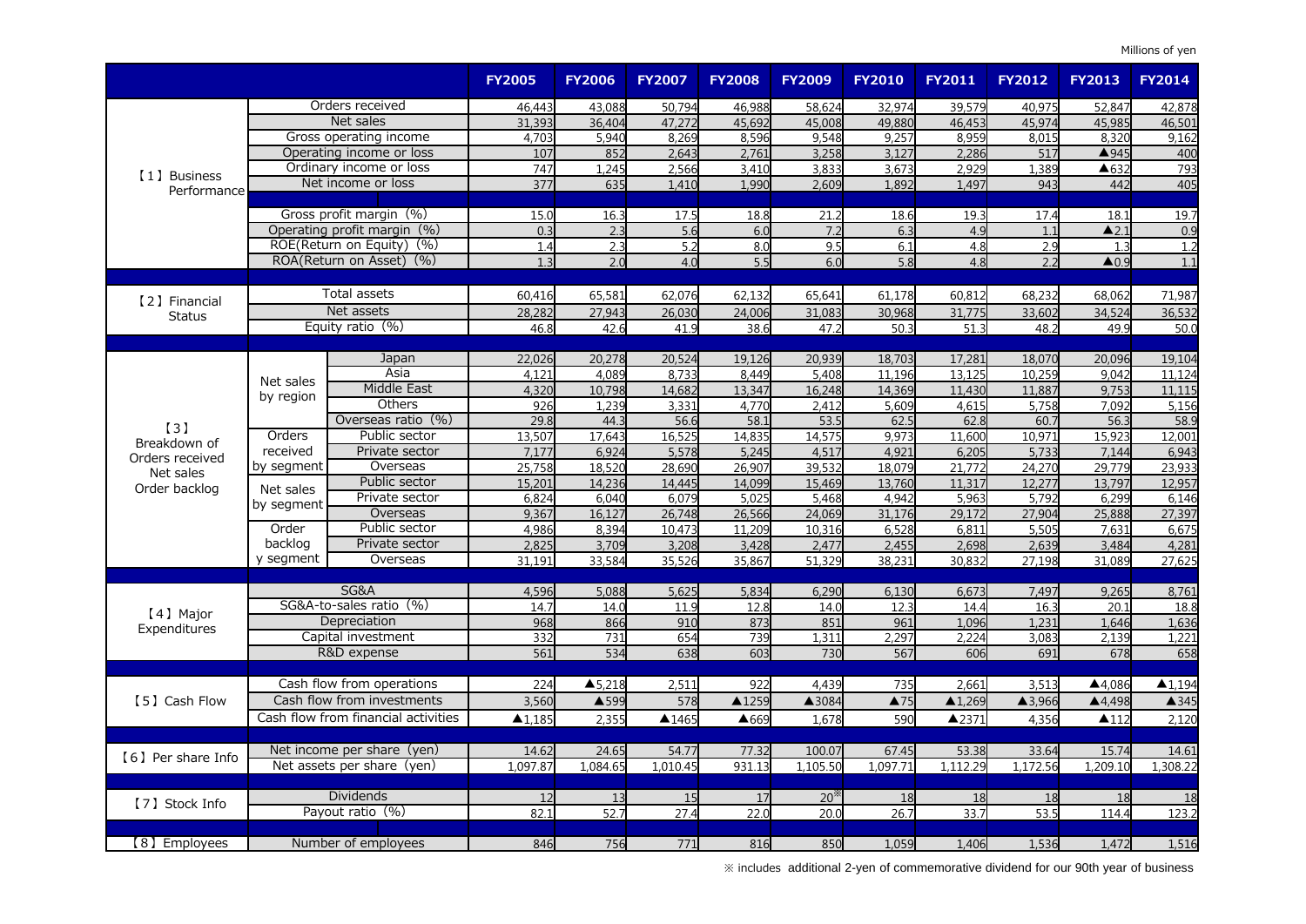Millions of yen

| | | | FY2005 | FY2006 | FY2007 | FY2008 | FY2009 | FY2010 | FY2011 | FY2012 | FY2013 | FY2014 |
|---|---|---|---|---|---|---|---|---|---|---|---|---|
| 【1】Business Performance | Orders received | | 46,443 | 43,088 | 50,794 | 46,988 | 58,624 | 32,974 | 39,579 | 40,975 | 52,847 | 42,878 |
| | Net sales | | 31,393 | 36,404 | 47,272 | 45,692 | 45,008 | 49,880 | 46,453 | 45,974 | 45,985 | 46,501 |
| | Gross operating income | | 4,703 | 5,940 | 8,269 | 8,596 | 9,548 | 9,257 | 8,959 | 8,015 | 8,320 | 9,162 |
| | Operating income or loss | | 107 | 852 | 2,643 | 2,761 | 3,258 | 3,127 | 2,286 | 517 | ▲945 | 400 |
| | Ordinary income or loss | | 747 | 1,245 | 2,566 | 3,410 | 3,833 | 3,673 | 2,929 | 1,389 | ▲632 | 793 |
| | Net income or loss | | 377 | 635 | 1,410 | 1,990 | 2,609 | 1,892 | 1,497 | 943 | 442 | 405 |
| | Gross profit margin (%) | | 15.0 | 16.3 | 17.5 | 18.8 | 21.2 | 18.6 | 19.3 | 17.4 | 18.1 | 19.7 |
| | Operating profit margin (%) | | 0.3 | 2.3 | 5.6 | 6.0 | 7.2 | 6.3 | 4.9 | 1.1 | ▲2.1 | 0.9 |
| | ROE(Return on Equity) (%) | | 1.4 | 2.3 | 5.2 | 8.0 | 9.5 | 6.1 | 4.8 | 2.9 | 1.3 | 1.2 |
| | ROA(Return on Asset) (%) | | 1.3 | 2.0 | 4.0 | 5.5 | 6.0 | 5.8 | 4.8 | 2.2 | ▲0.9 | 1.1 |
| 【2】Financial Status | Total assets | | 60,416 | 65,581 | 62,076 | 62,132 | 65,641 | 61,178 | 60,812 | 68,232 | 68,062 | 71,987 |
| | Net assets | | 28,282 | 27,943 | 26,030 | 24,006 | 31,083 | 30,968 | 31,775 | 33,602 | 34,524 | 36,532 |
| | Equity ratio (%) | | 46.8 | 42.6 | 41.9 | 38.6 | 47.2 | 50.3 | 51.3 | 48.2 | 49.9 | 50.0 |
| 【3】Breakdown of Orders received Net sales Order backlog | Net sales by region | Japan | 22,026 | 20,278 | 20,524 | 19,126 | 20,939 | 18,703 | 17,281 | 18,070 | 20,096 | 19,104 |
| | | Asia | 4,121 | 4,089 | 8,733 | 8,449 | 5,408 | 11,196 | 13,125 | 10,259 | 9,042 | 11,124 |
| | | Middle East | 4,320 | 10,798 | 14,682 | 13,347 | 16,248 | 14,369 | 11,430 | 11,887 | 9,753 | 11,115 |
| | | Others | 926 | 1,239 | 3,331 | 4,770 | 2,412 | 5,609 | 4,615 | 5,758 | 7,092 | 5,156 |
| | | Overseas ratio (%) | 29.8 | 44.3 | 56.6 | 58.1 | 53.5 | 62.5 | 62.8 | 60.7 | 56.3 | 58.9 |
| | Orders received by segment | Public sector | 13,507 | 17,643 | 16,525 | 14,835 | 14,575 | 9,973 | 11,600 | 10,971 | 15,923 | 12,001 |
| | | Private sector | 7,177 | 6,924 | 5,578 | 5,245 | 4,517 | 4,921 | 6,205 | 5,733 | 7,144 | 6,943 |
| | | Overseas | 25,758 | 18,520 | 28,690 | 26,907 | 39,532 | 18,079 | 21,772 | 24,270 | 29,779 | 23,933 |
| | Net sales by segment | Public sector | 15,201 | 14,236 | 14,445 | 14,099 | 15,469 | 13,760 | 11,317 | 12,277 | 13,797 | 12,957 |
| | | Private sector | 6,824 | 6,040 | 6,079 | 5,025 | 5,468 | 4,942 | 5,963 | 5,792 | 6,299 | 6,146 |
| | | Overseas | 9,367 | 16,127 | 26,748 | 26,566 | 24,069 | 31,176 | 29,172 | 27,904 | 25,888 | 27,397 |
| | Order backlog y segment | Public sector | 4,986 | 8,394 | 10,473 | 11,209 | 10,316 | 6,528 | 6,811 | 5,505 | 7,631 | 6,675 |
| | | Private sector | 2,825 | 3,709 | 3,208 | 3,428 | 2,477 | 2,455 | 2,698 | 2,639 | 3,484 | 4,281 |
| | | Overseas | 31,191 | 33,584 | 35,526 | 35,867 | 51,329 | 38,231 | 30,832 | 27,198 | 31,089 | 27,625 |
| 【4】Major Expenditures | SG&A | | 4,596 | 5,088 | 5,625 | 5,834 | 6,290 | 6,130 | 6,673 | 7,497 | 9,265 | 8,761 |
| | SG&A-to-sales ratio (%) | | 14.7 | 14.0 | 11.9 | 12.8 | 14.0 | 12.3 | 14.4 | 16.3 | 20.1 | 18.8 |
| | Depreciation | | 968 | 866 | 910 | 873 | 851 | 961 | 1,096 | 1,231 | 1,646 | 1,636 |
| | Capital investment | | 332 | 731 | 654 | 739 | 1,311 | 2,297 | 2,224 | 3,083 | 2,139 | 1,221 |
| | R&D expense | | 561 | 534 | 638 | 603 | 730 | 567 | 606 | 691 | 678 | 658 |
| 【5】Cash Flow | Cash flow from operations | | 224 | ▲5,218 | 2,511 | 922 | 4,439 | 735 | 2,661 | 3,513 | ▲4,086 | ▲1,194 |
| | Cash flow from investments | | 3,560 | ▲599 | 578 | ▲1259 | ▲3084 | ▲75 | ▲1,269 | ▲3,966 | ▲4,498 | ▲345 |
| | Cash flow from financial activities | | ▲1,185 | 2,355 | ▲1465 | ▲669 | 1,678 | 590 | ▲2371 | 4,356 | ▲112 | 2,120 |
| 【6】Per share Info | Net income per share (yen) | | 14.62 | 24.65 | 54.77 | 77.32 | 100.07 | 67.45 | 53.38 | 33.64 | 15.74 | 14.61 |
| | Net assets per share (yen) | | 1,097.87 | 1,084.65 | 1,010.45 | 931.13 | 1,105.50 | 1,097.71 | 1,112.29 | 1,172.56 | 1,209.10 | 1,308.22 |
| 【7】Stock Info | Dividends | | 12 | 13 | 15 | 17 | 20※ | 18 | 18 | 18 | 18 | 18 |
| | Payout ratio (%) | | 82.1 | 52.7 | 27.4 | 22.0 | 20.0 | 26.7 | 33.7 | 53.5 | 114.4 | 123.2 |
| 【8】Employees | Number of employees | | 846 | 756 | 771 | 816 | 850 | 1,059 | 1,406 | 1,536 | 1,472 | 1,516 |

※ includes additional 2-yen of commemorative dividend for our 90th year of business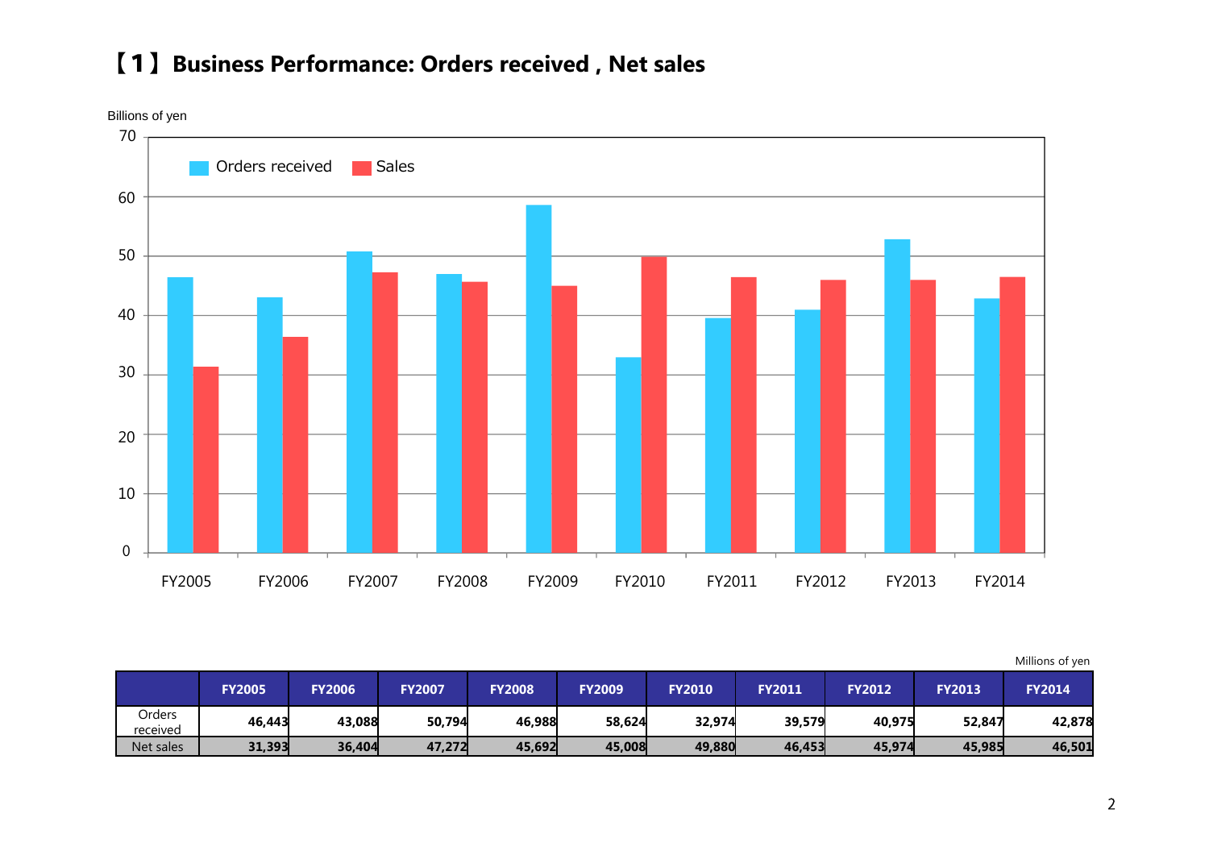# 【1】Business Performance: Orders received , Net sales

Billions of yen

Orders received / Sales

Millions of yen

| | FY2005 | FY2006 | FY2007 | FY2008 | FY2009 | FY2010 | FY2011 | FY2012 | FY2013 | FY2014 |
|---|---|---|---|---|---|---|---|---|---|---|
| Orders received | 46,443 | 43,088 | 50,794 | 46,988 | 58,624 | 32,974 | 39,579 | 40,975 | 52,847 | 42,878 |
| Net sales | 31,393 | 36,404 | 47,272 | 45,692 | 45,008 | 49,880 | 46,453 | 45,974 | 45,985 | 46,501 |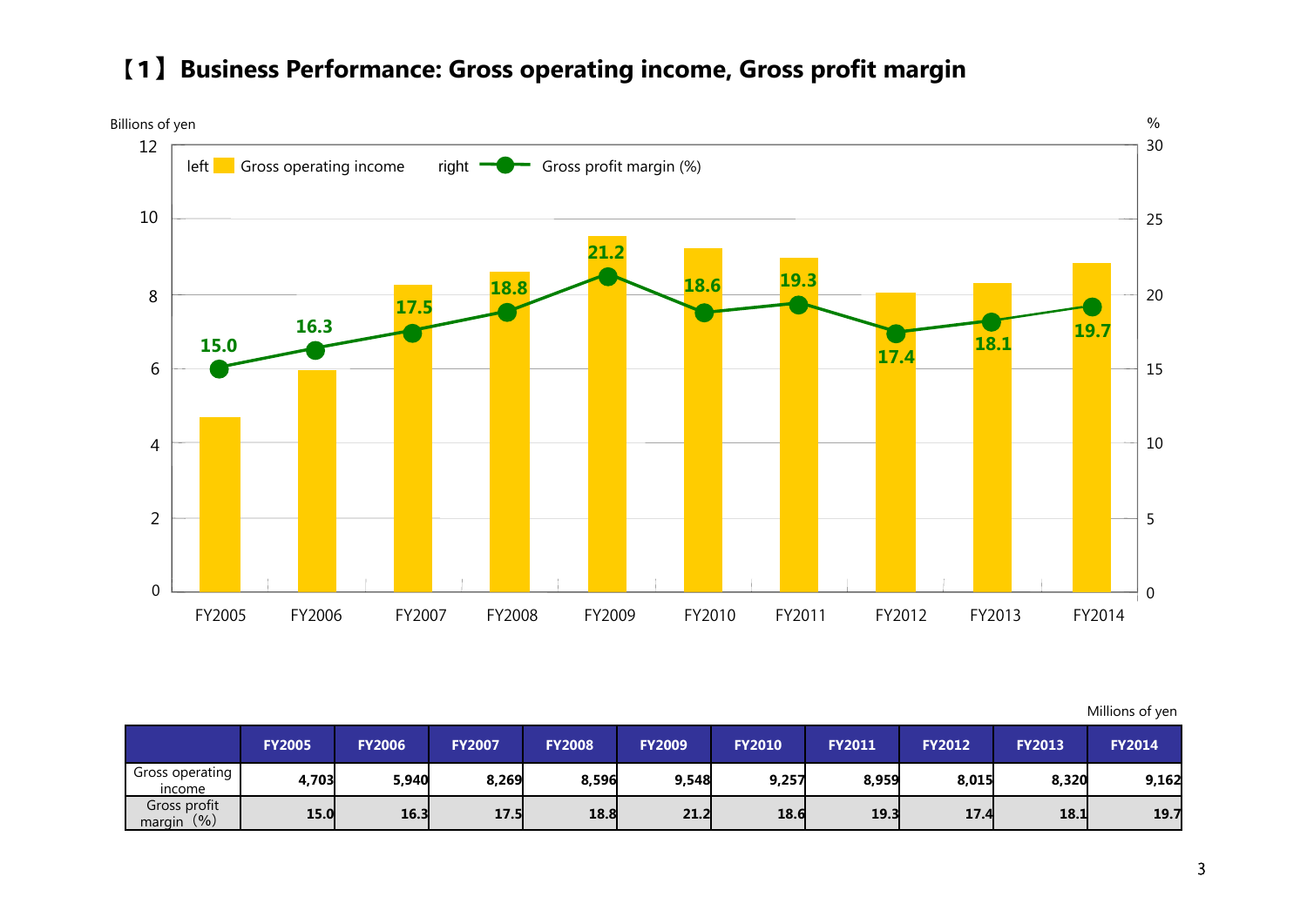# 【1】Business Performance: Gross operating income, Gross profit margin

Billions of yen　　　　　　　　　　　　　　　　　　　　　　　　　　　　　　　　　　　%

left Gross operating income　　right Gross profit margin (%)

Millions of yen

| | FY2005 | FY2006 | FY2007 | FY2008 | FY2009 | FY2010 | FY2011 | FY2012 | FY2013 | FY2014 |
|---|---|---|---|---|---|---|---|---|---|---|
| Gross operating income | 4,703 | 5,940 | 8,269 | 8,596 | 9,548 | 9,257 | 8,959 | 8,015 | 8,320 | 9,162 |
| Gross profit margin（%） | 15.0 | 16.3 | 17.5 | 18.8 | 21.2 | 18.6 | 19.3 | 17.4 | 18.1 | 19.7 |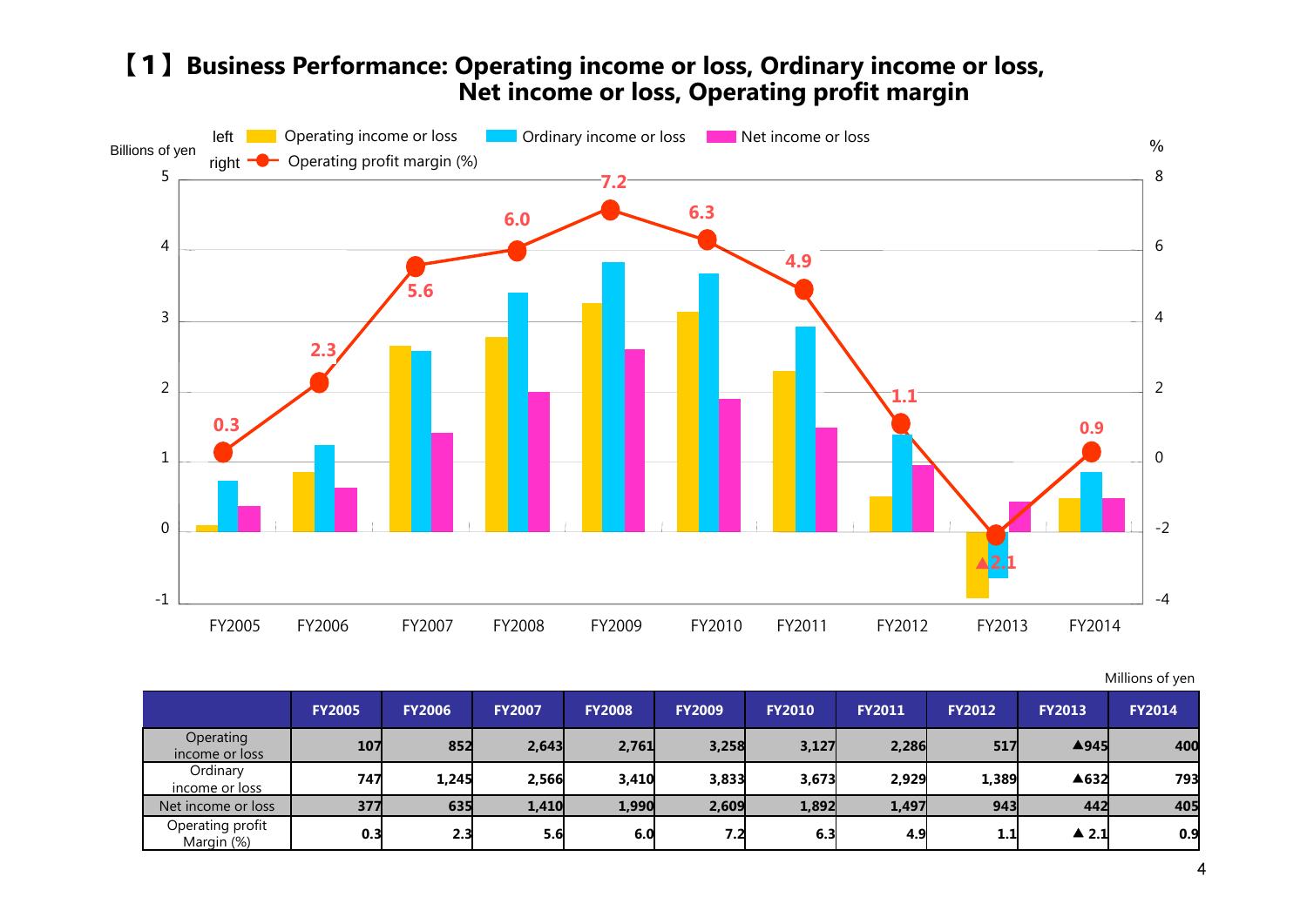# 【1】Business Performance: Operating income or loss, Ordinary income or loss, Net income or loss, Operating profit margin

Billions of yen

left: Operating income or loss / Ordinary income or loss / Net income or loss

right: Operating profit margin (%)

Millions of yen

| | FY2005 | FY2006 | FY2007 | FY2008 | FY2009 | FY2010 | FY2011 | FY2012 | FY2013 | FY2014 |
|---|---|---|---|---|---|---|---|---|---|---|
| Operating income or loss | 107 | 852 | 2,643 | 2,761 | 3,258 | 3,127 | 2,286 | 517 | ▲945 | 400 |
| Ordinary income or loss | 747 | 1,245 | 2,566 | 3,410 | 3,833 | 3,673 | 2,929 | 1,389 | ▲632 | 793 |
| Net income or loss | 377 | 635 | 1,410 | 1,990 | 2,609 | 1,892 | 1,497 | 943 | 442 | 405 |
| Operating profit Margin (%) | 0.3 | 2.3 | 5.6 | 6.0 | 7.2 | 6.3 | 4.9 | 1.1 | ▲ 2.1 | 0.9 |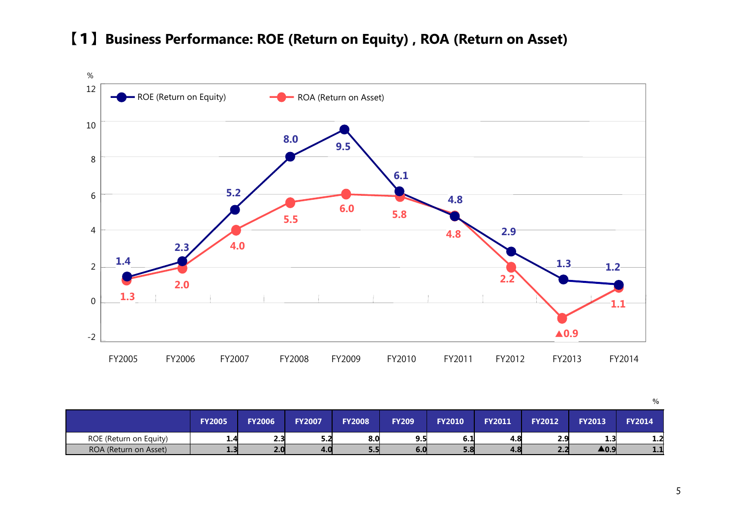# 【1】Business Performance: ROE (Return on Equity) , ROA (Return on Asset)

%

| | FY2005 | FY2006 | FY2007 | FY2008 | FY209 | FY2010 | FY2011 | FY2012 | FY2013 | FY2014 |
|---|---|---|---|---|---|---|---|---|---|---|
| ROE (Return on Equity) | 1.4 | 2.3 | 5.2 | 8.0 | 9.5 | 6.1 | 4.8 | 2.9 | 1.3 | 1.2 |
| ROA (Return on Asset) | 1.3 | 2.0 | 4.0 | 5.5 | 6.0 | 5.8 | 4.8 | 2.2 | ▲0.9 | 1.1 |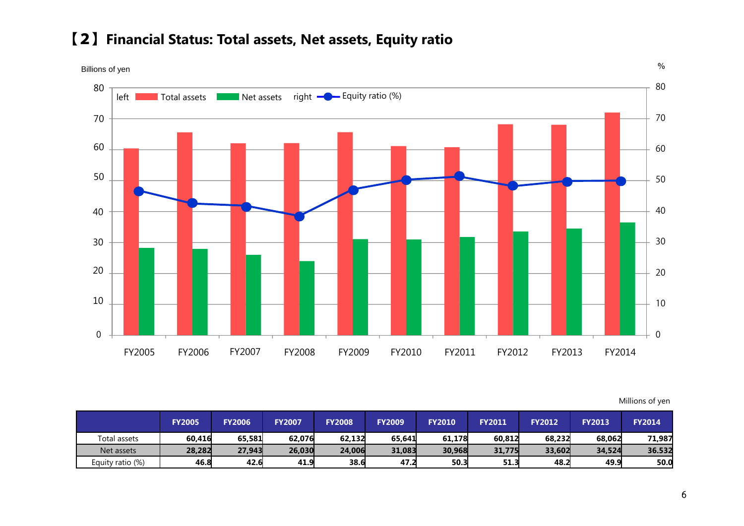## 【2】Financial Status: Total assets, Net assets, Equity ratio

Billions of yen

%

left Total assets Net assets right Equity ratio (%)

Millions of yen

| | FY2005 | FY2006 | FY2007 | FY2008 | FY2009 | FY2010 | FY2011 | FY2012 | FY2013 | FY2014 |
|---|---|---|---|---|---|---|---|---|---|---|
| Total assets | 60,416 | 65,581 | 62,076 | 62,132 | 65,641 | 61,178 | 60,812 | 68,232 | 68,062 | 71,987 |
| Net assets | 28,282 | 27,943 | 26,030 | 24,006 | 31,083 | 30,968 | 31,775 | 33,602 | 34,524 | 36.532 |
| Equity ratio (%) | 46.8 | 42.6 | 41.9 | 38.6 | 47.2 | 50.3 | 51.3 | 48.2 | 49.9 | 50.0 |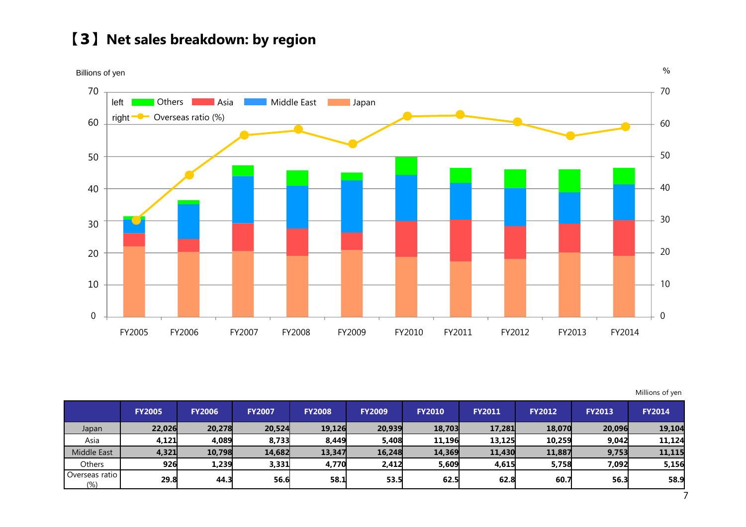## 【3】Net sales breakdown: by region

Billions of yen

%

left: Others, Asia, Middle East, Japan
right: Overseas ratio (%)

Millions of yen

| | FY2005 | FY2006 | FY2007 | FY2008 | FY2009 | FY2010 | FY2011 | FY2012 | FY2013 | FY2014 |
|---|---|---|---|---|---|---|---|---|---|---|
| Japan | 22,026 | 20,278 | 20,524 | 19,126 | 20,939 | 18,703 | 17,281 | 18,070 | 20,096 | 19,104 |
| Asia | 4,121 | 4,089 | 8,733 | 8,449 | 5,408 | 11,196 | 13,125 | 10,259 | 9,042 | 11,124 |
| Middle East | 4,321 | 10,798 | 14,682 | 13,347 | 16,248 | 14,369 | 11,430 | 11,887 | 9,753 | 11,115 |
| Others | 926 | 1,239 | 3,331 | 4,770 | 2,412 | 5,609 | 4,615 | 5,758 | 7,092 | 5,156 |
| Overseas ratio (%) | 29.8 | 44.3 | 56.6 | 58.1 | 53.5 | 62.5 | 62.8 | 60.7 | 56.3 | 58.9 |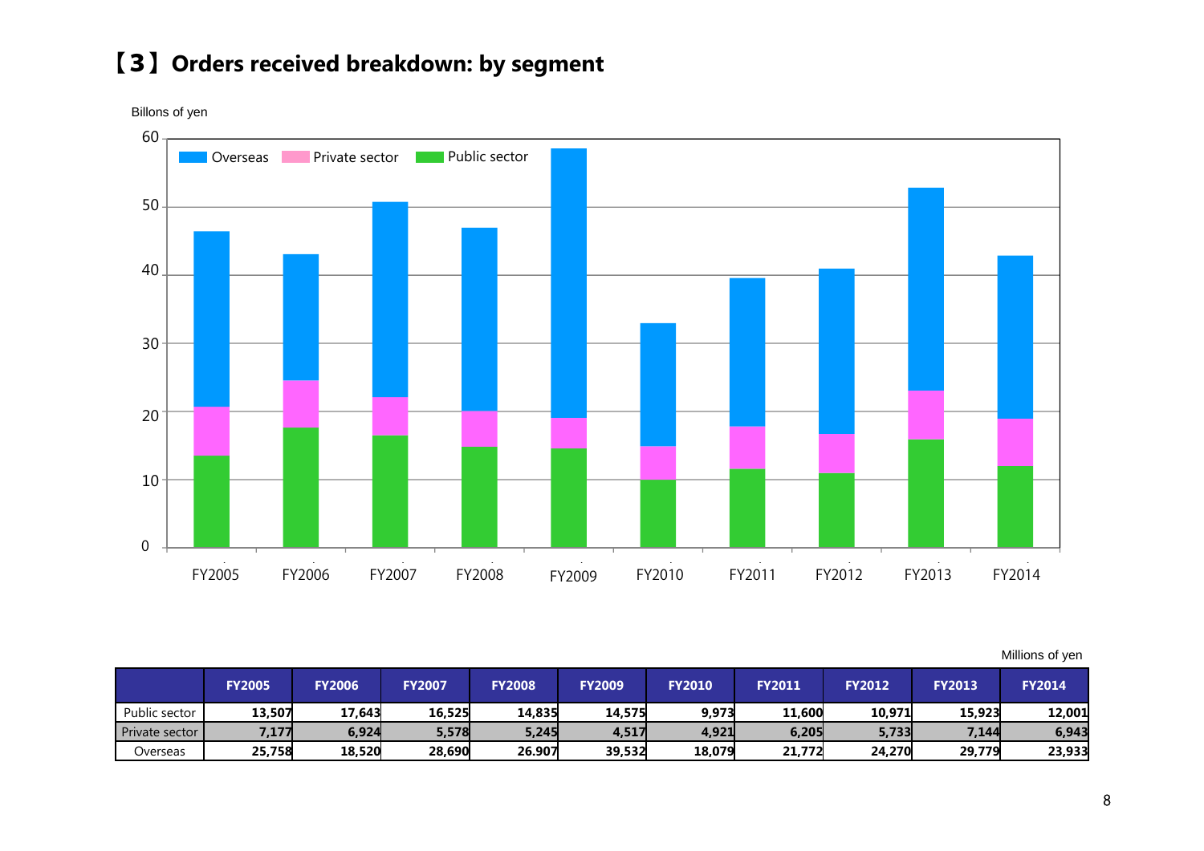## 【3】Orders received breakdown: by segment

Billons of yen

Overseas / Private sector / Public sector

0, 10, 20, 30, 40, 50, 60

FY2005 FY2006 FY2007 FY2008 FY2009 FY2010 FY2011 FY2012 FY2013 FY2014

Millions of yen

| | FY2005 | FY2006 | FY2007 | FY2008 | FY2009 | FY2010 | FY2011 | FY2012 | FY2013 | FY2014 |
|---|---|---|---|---|---|---|---|---|---|---|
| Public sector | 13,507 | 17,643 | 16,525 | 14,835 | 14,575 | 9,973 | 11,600 | 10,971 | 15,923 | 12,001 |
| Private sector | 7,177 | 6,924 | 5,578 | 5,245 | 4,517 | 4,921 | 6,205 | 5,733 | 7,144 | 6,943 |
| Overseas | 25,758 | 18,520 | 28,690 | 26.907 | 39,532 | 18,079 | 21,772 | 24,270 | 29,779 | 23,933 |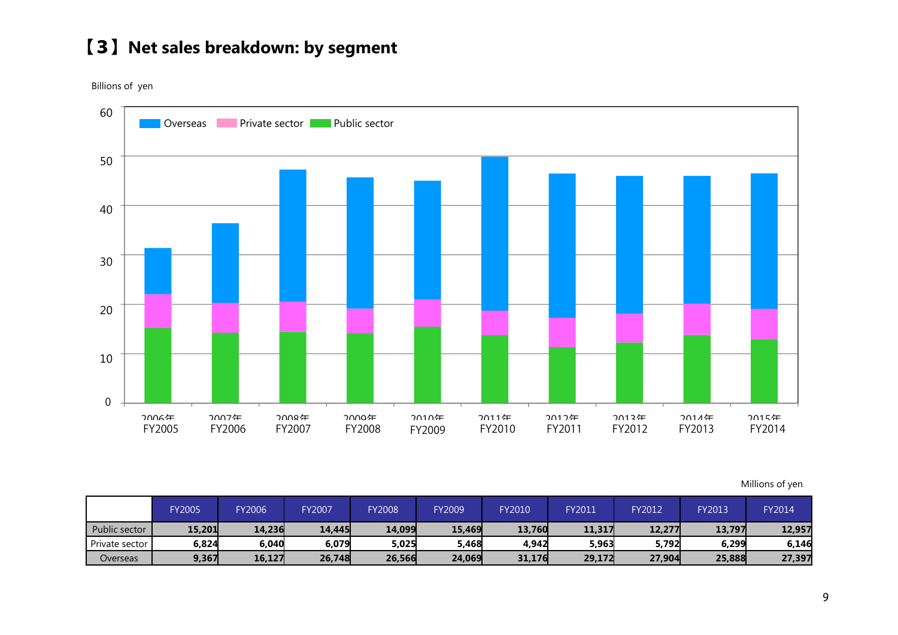# 【3】Net sales breakdown: by segment

Billions of yen

Millions of yen

| | FY2005 | FY2006 | FY2007 | FY2008 | FY2009 | FY2010 | FY2011 | FY2012 | FY2013 | FY2014 |
|---|---|---|---|---|---|---|---|---|---|---|
| Public sector | 15,201 | 14,236 | 14,445 | 14,099 | 15,469 | 13,760 | 11,317 | 12,277 | 13,797 | 12,957 |
| Private sector | 6,824 | 6,040 | 6,079 | 5,025 | 5,468 | 4,942 | 5,963 | 5,792 | 6,299 | 6,146 |
| Overseas | 9,367 | 16,127 | 26,748 | 26,566 | 24,069 | 31,176 | 29,172 | 27,904 | 25,888 | 27,397 |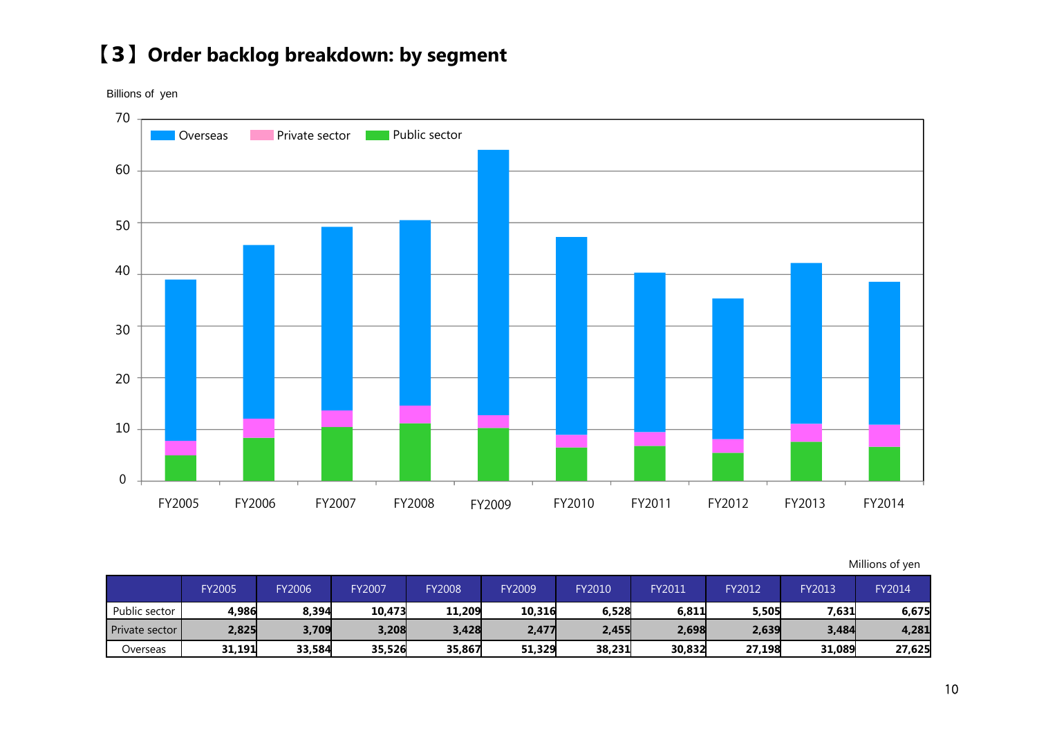## 【3】Order backlog breakdown: by segment

Millions of yen

| | FY2005 | FY2006 | FY2007 | FY2008 | FY2009 | FY2010 | FY2011 | FY2012 | FY2013 | FY2014 |
|---|---|---|---|---|---|---|---|---|---|---|
| Public sector | 4,986 | 8,394 | 10,473 | 11,209 | 10,316 | 6,528 | 6,811 | 5,505 | 7,631 | 6,675 |
| Private sector | 2,825 | 3,709 | 3,208 | 3,428 | 2,477 | 2,455 | 2,698 | 2,639 | 3,484 | 4,281 |
| Overseas | 31,191 | 33,584 | 35,526 | 35,867 | 51,329 | 38,231 | 30,832 | 27,198 | 31,089 | 27,625 |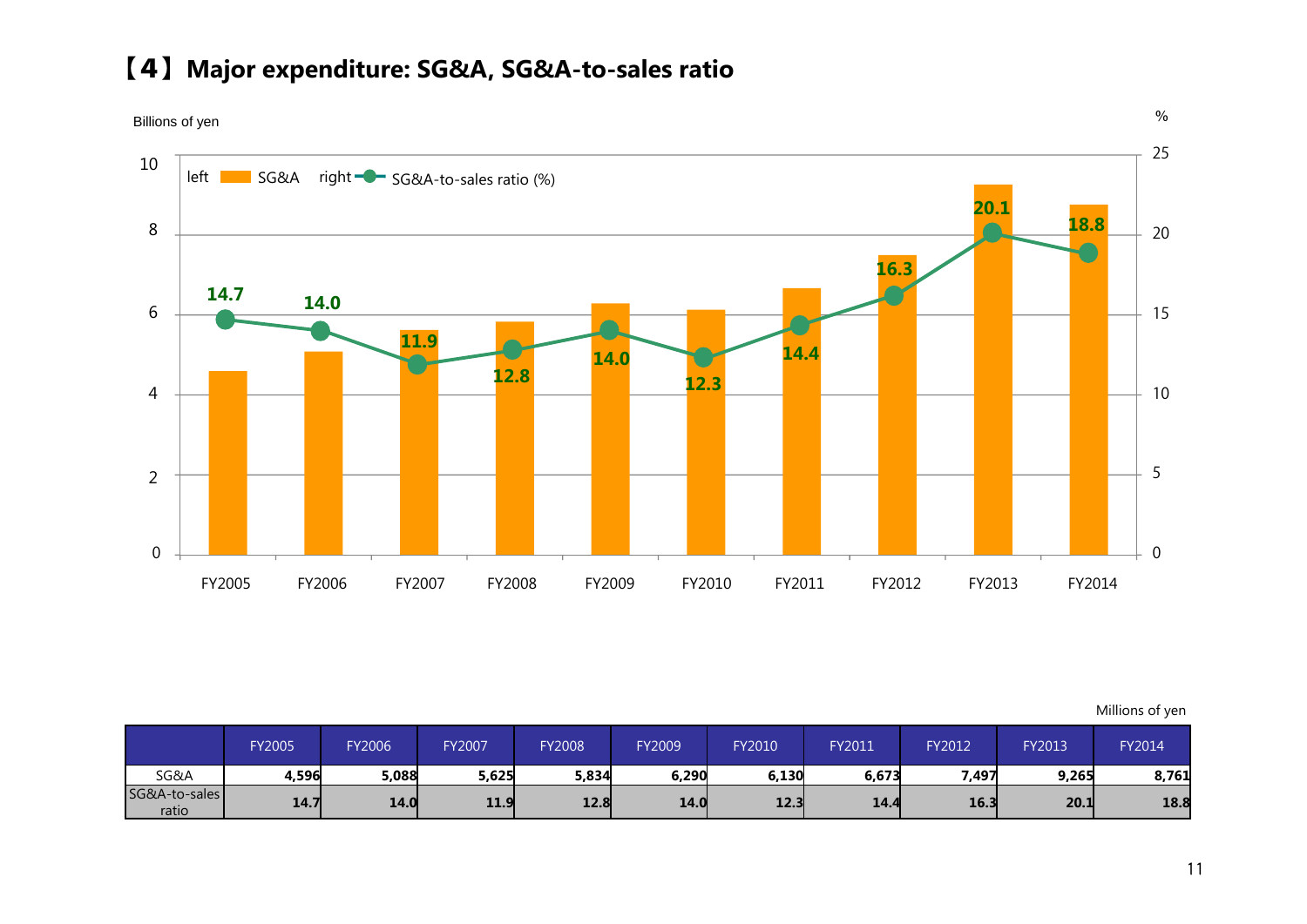# 【4】Major expenditure: SG&A, SG&A-to-sales ratio

Millions of yen

| | FY2005 | FY2006 | FY2007 | FY2008 | FY2009 | FY2010 | FY2011 | FY2012 | FY2013 | FY2014 |
|---|---|---|---|---|---|---|---|---|---|---|
| SG&A | 4,596 | 5,088 | 5,625 | 5,834 | 6,290 | 6,130 | 6,673 | 7,497 | 9,265 | 8,761 |
| SG&A-to-sales ratio | 14.7 | 14.0 | 11.9 | 12.8 | 14.0 | 12.3 | 14.4 | 16.3 | 20.1 | 18.8 |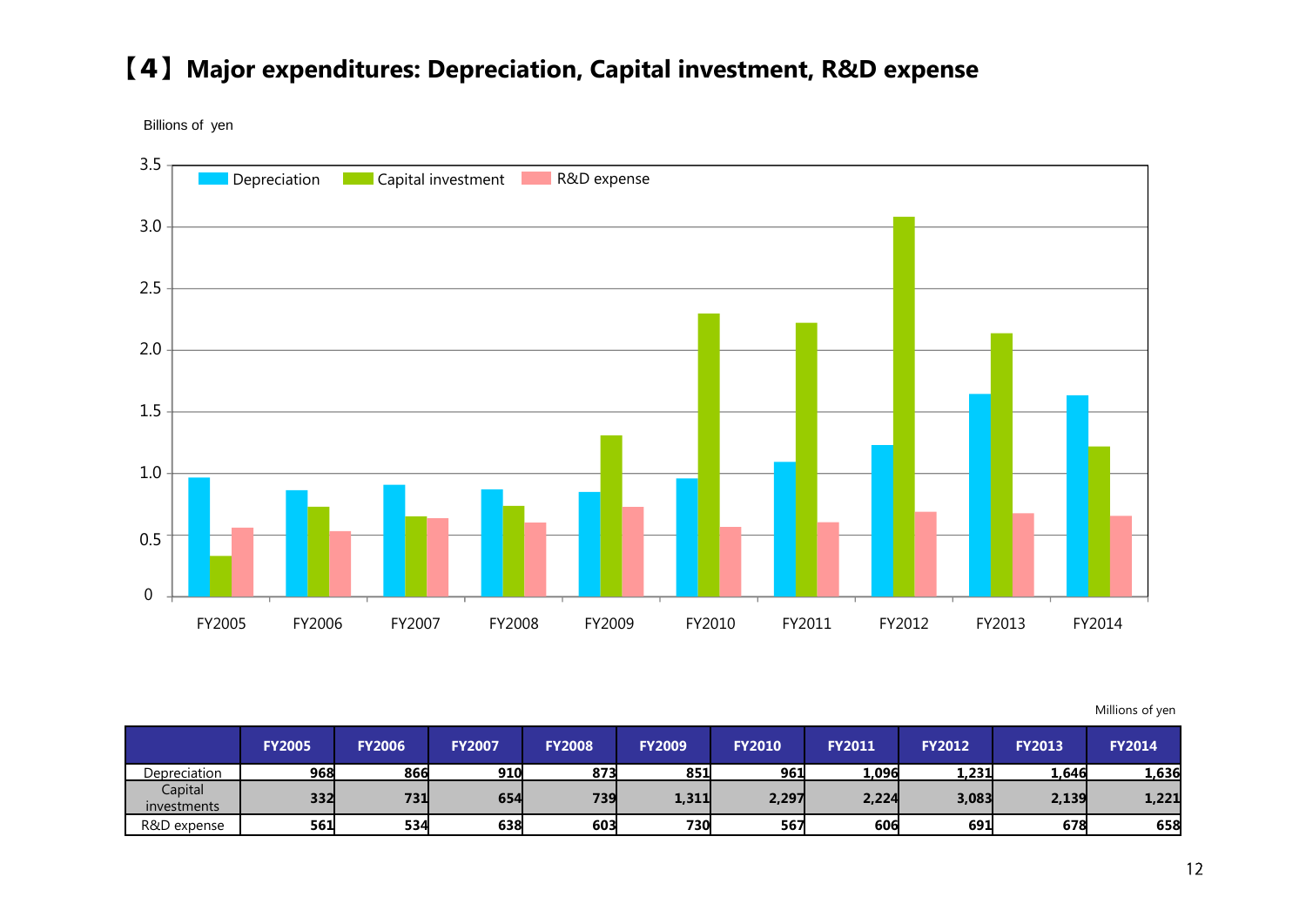# 【4】Major expenditures: Depreciation, Capital investment, R&D expense

Billions of yen

Millions of yen

| | FY2005 | FY2006 | FY2007 | FY2008 | FY2009 | FY2010 | FY2011 | FY2012 | FY2013 | FY2014 |
|---|---|---|---|---|---|---|---|---|---|---|
| Depreciation | 968 | 866 | 910 | 873 | 851 | 961 | 1,096 | 1,231 | 1,646 | 1,636 |
| Capital investments | 332 | 731 | 654 | 739 | 1,311 | 2,297 | 2,224 | 3,083 | 2,139 | 1,221 |
| R&D expense | 561 | 534 | 638 | 603 | 730 | 567 | 606 | 691 | 678 | 658 |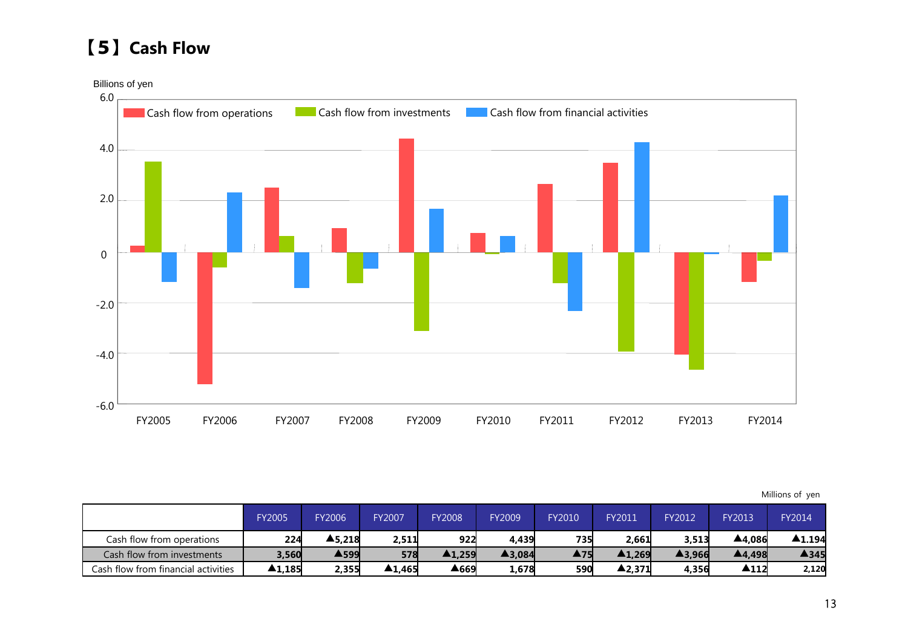# 【5】Cash Flow

Millions of yen

| | FY2005 | FY2006 | FY2007 | FY2008 | FY2009 | FY2010 | FY2011 | FY2012 | FY2013 | FY2014 |
|---|---|---|---|---|---|---|---|---|---|---|
| Cash flow from operations | 224 | ▲5,218 | 2,511 | 922 | 4,439 | 735 | 2,661 | 3,513 | ▲4,086 | ▲1.194 |
| Cash flow from investments | 3,560 | ▲599 | 578 | ▲1,259 | ▲3,084 | ▲75 | ▲1,269 | ▲3,966 | ▲4,498 | ▲345 |
| Cash flow from financial activities | ▲1,185 | 2,355 | ▲1,465 | ▲669 | 1,678 | 590 | ▲2,371 | 4,356 | ▲112 | 2,120 |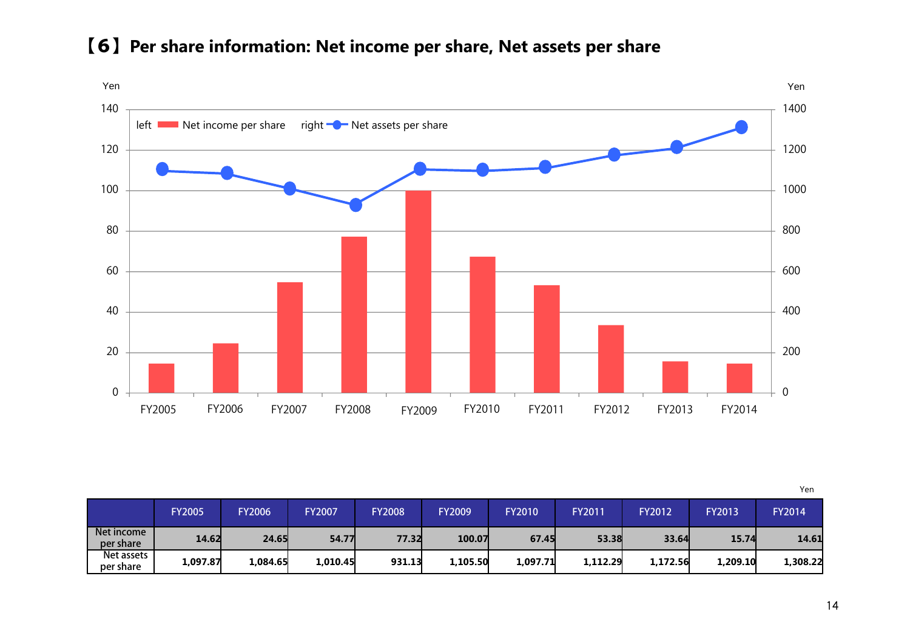# 【6】Per share information: Net income per share, Net assets per share

Yen

|  | FY2005 | FY2006 | FY2007 | FY2008 | FY2009 | FY2010 | FY2011 | FY2012 | FY2013 | FY2014 |
|---|---|---|---|---|---|---|---|---|---|---|
| Net income per share | 14.62 | 24.65 | 54.77 | 77.32 | 100.07 | 67.45 | 53.38 | 33.64 | 15.74 | 14.61 |
| Net assets per share | 1,097.87 | 1,084.65 | 1,010.45 | 931.13 | 1,105.50 | 1,097.71 | 1,112.29 | 1,172.56 | 1,209.10 | 1,308.22 |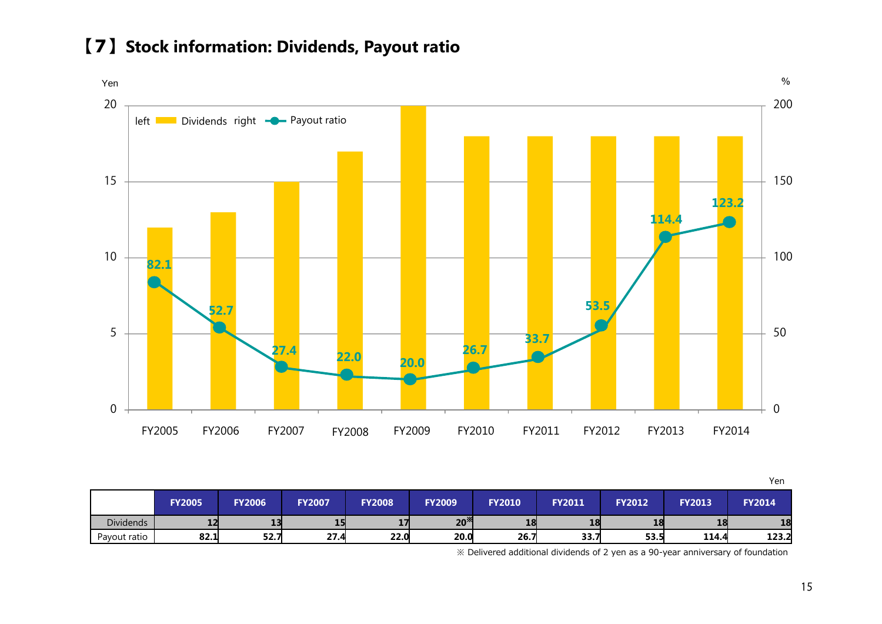# 【7】Stock information: Dividends, Payout ratio

Yen

| | FY2005 | FY2006 | FY2007 | FY2008 | FY2009 | FY2010 | FY2011 | FY2012 | FY2013 | FY2014 |
|---|---|---|---|---|---|---|---|---|---|---|
| Dividends | 12 | 13 | 15 | 17 | 20※ | 18 | 18 | 18 | 18 | 18 |
| Payout ratio | 82.1 | 52.7 | 27.4 | 22.0 | 20.0 | 26.7 | 33.7 | 53.5 | 114.4 | 123.2 |

※ Delivered additional dividends of 2 yen as a 90-year anniversary of foundation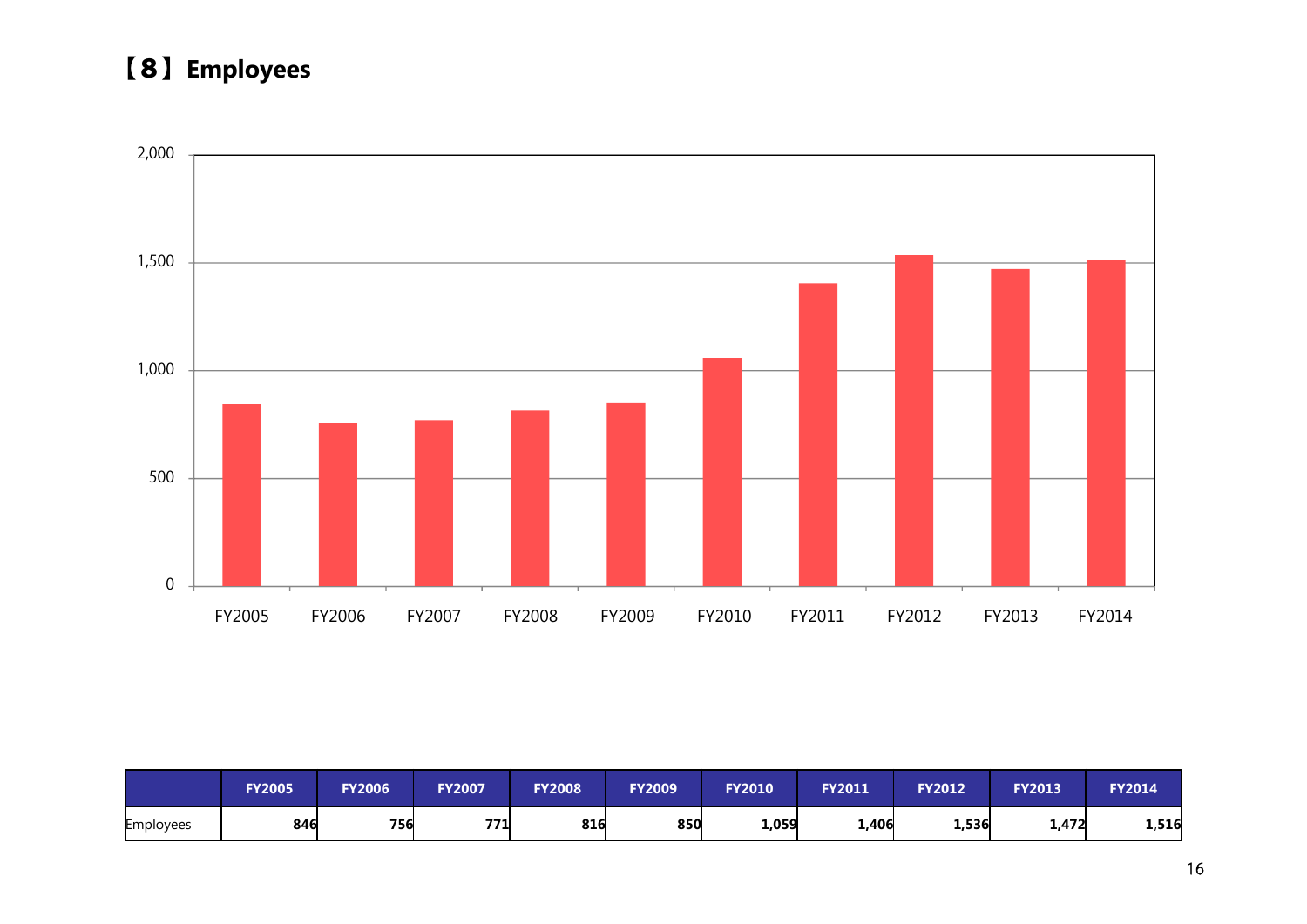# 【8】Employees

2,000
1,500
1,000
500
0

FY2005 FY2006 FY2007 FY2008 FY2009 FY2010 FY2011 FY2012 FY2013 FY2014

| | FY2005 | FY2006 | FY2007 | FY2008 | FY2009 | FY2010 | FY2011 | FY2012 | FY2013 | FY2014 |
|---|---|---|---|---|---|---|---|---|---|---|
| Employees | **846** | **756** | **771** | **816** | **850** | **1,059** | **1,406** | **1,536** | **1,472** | **1,516** |